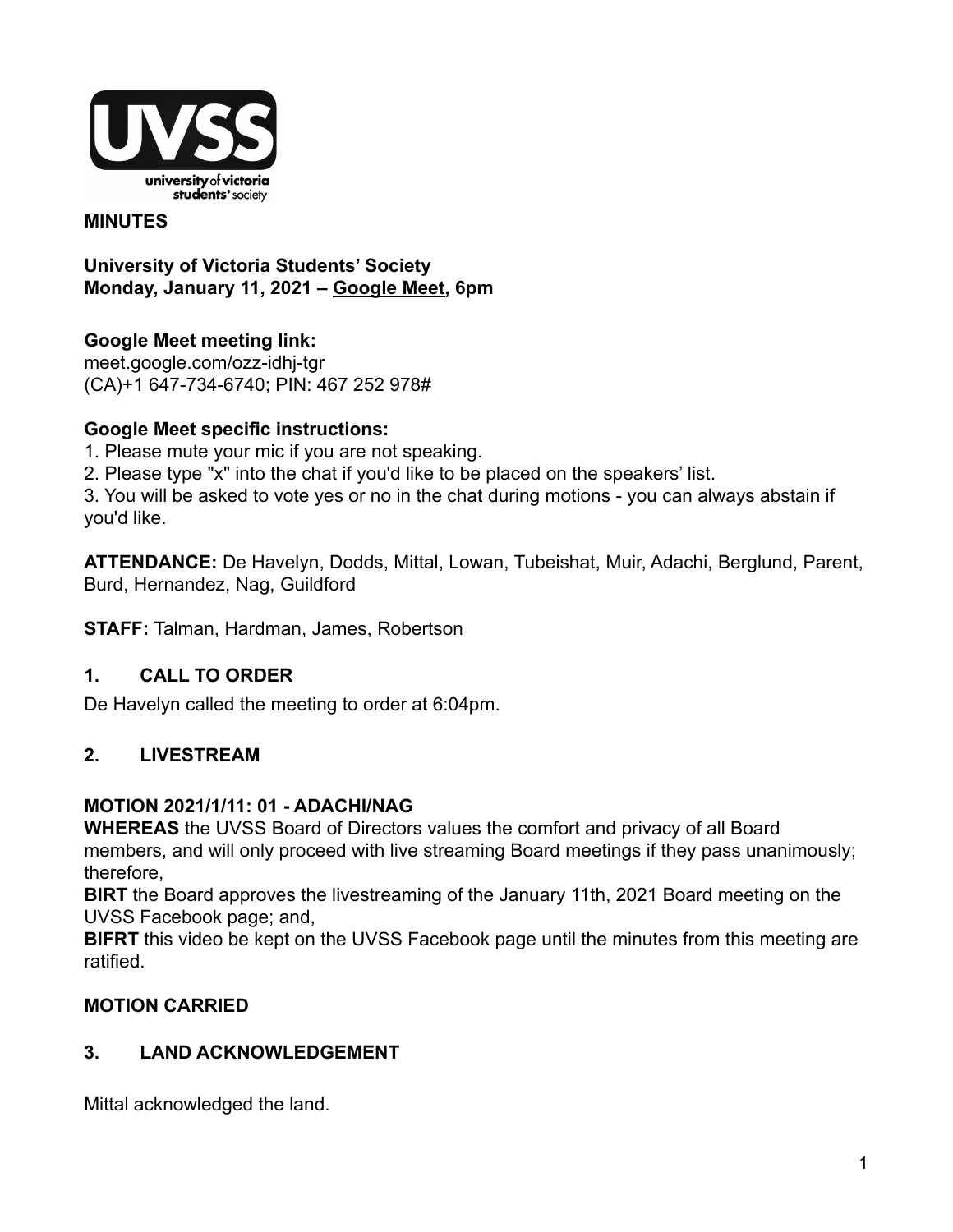**MINUTES**

**University of Victoria Students' Society**
**Monday, January 11, 2021 – Google Meet, 6pm**

**Google Meet meeting link:**
meet.google.com/ozz-idhj-tgr
(CA)+1 647-734-6740; PIN: 467 252 978#

**Google Meet specific instructions:**
1. Please mute your mic if you are not speaking.
2. Please type "x" into the chat if you'd like to be placed on the speakers' list.
3. You will be asked to vote yes or no in the chat during motions - you can always abstain if you'd like.

**ATTENDANCE:** De Havelyn, Dodds, Mittal, Lowan, Tubeishat, Muir, Adachi, Berglund, Parent, Burd, Hernandez, Nag, Guildford

**STAFF:** Talman, Hardman, James, Robertson

## 1. CALL TO ORDER

De Havelyn called the meeting to order at 6:04pm.

## 2. LIVESTREAM

**MOTION 2021/1/11: 01 - ADACHI/NAG**
**WHEREAS** the UVSS Board of Directors values the comfort and privacy of all Board members, and will only proceed with live streaming Board meetings if they pass unanimously; therefore,
**BIRT** the Board approves the livestreaming of the January 11th, 2021 Board meeting on the UVSS Facebook page; and,
**BIFRT** this video be kept on the UVSS Facebook page until the minutes from this meeting are ratified.

**MOTION CARRIED**

## 3. LAND ACKNOWLEDGEMENT

Mittal acknowledged the land.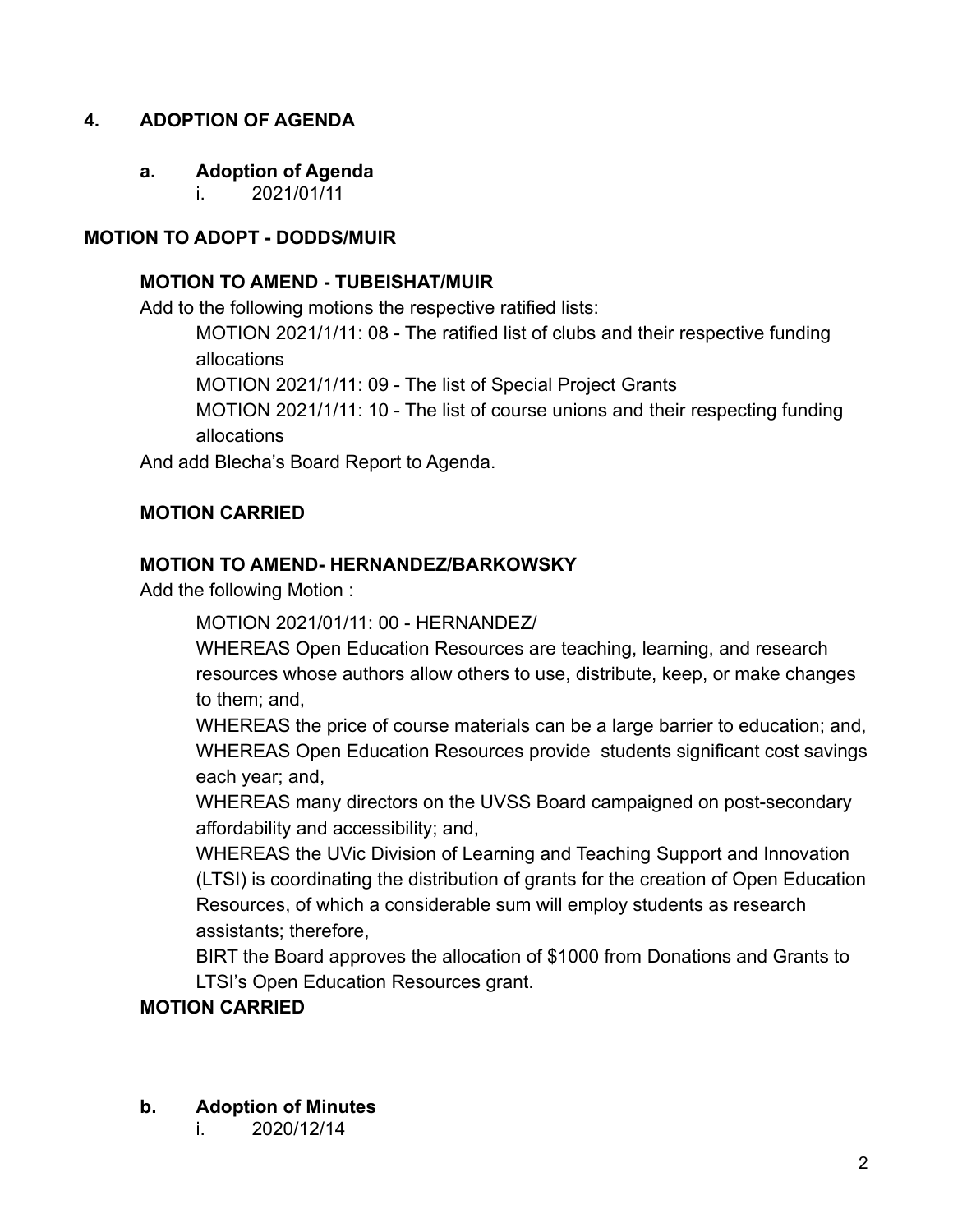## 4. ADOPTION OF AGENDA

### a. Adoption of Agenda

i. 2021/01/11

**MOTION TO ADOPT - DODDS/MUIR**

**MOTION TO AMEND - TUBEISHAT/MUIR**

Add to the following motions the respective ratified lists:

MOTION 2021/1/11: 08 - The ratified list of clubs and their respective funding allocations

MOTION 2021/1/11: 09 - The list of Special Project Grants

MOTION 2021/1/11: 10 - The list of course unions and their respecting funding allocations

And add Blecha's Board Report to Agenda.

**MOTION CARRIED**

**MOTION TO AMEND- HERNANDEZ/BARKOWSKY**

Add the following Motion :

MOTION 2021/01/11: 00 - HERNANDEZ/

WHEREAS Open Education Resources are teaching, learning, and research resources whose authors allow others to use, distribute, keep, or make changes to them; and,

WHEREAS the price of course materials can be a large barrier to education; and,

WHEREAS Open Education Resources provide students significant cost savings each year; and,

WHEREAS many directors on the UVSS Board campaigned on post-secondary affordability and accessibility; and,

WHEREAS the UVic Division of Learning and Teaching Support and Innovation (LTSI) is coordinating the distribution of grants for the creation of Open Education Resources, of which a considerable sum will employ students as research assistants; therefore,

BIRT the Board approves the allocation of $1000 from Donations and Grants to LTSI's Open Education Resources grant.

**MOTION CARRIED**

### b. Adoption of Minutes

i. 2020/12/14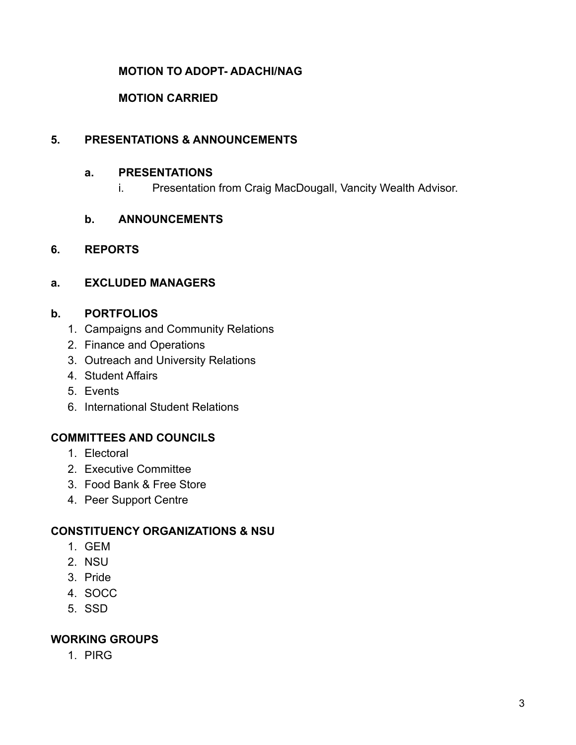**MOTION TO ADOPT- ADACHI/NAG**

**MOTION CARRIED**

## 5. PRESENTATIONS & ANNOUNCEMENTS

### a. PRESENTATIONS

i. Presentation from Craig MacDougall, Vancity Wealth Advisor.

### b. ANNOUNCEMENTS

## 6. REPORTS

### a. EXCLUDED MANAGERS

### b. PORTFOLIOS

1. Campaigns and Community Relations
2. Finance and Operations
3. Outreach and University Relations
4. Student Affairs
5. Events
6. International Student Relations

### COMMITTEES AND COUNCILS

1. Electoral
2. Executive Committee
3. Food Bank & Free Store
4. Peer Support Centre

### CONSTITUENCY ORGANIZATIONS & NSU

1. GEM
2. NSU
3. Pride
4. SOCC
5. SSD

### WORKING GROUPS

1. PIRG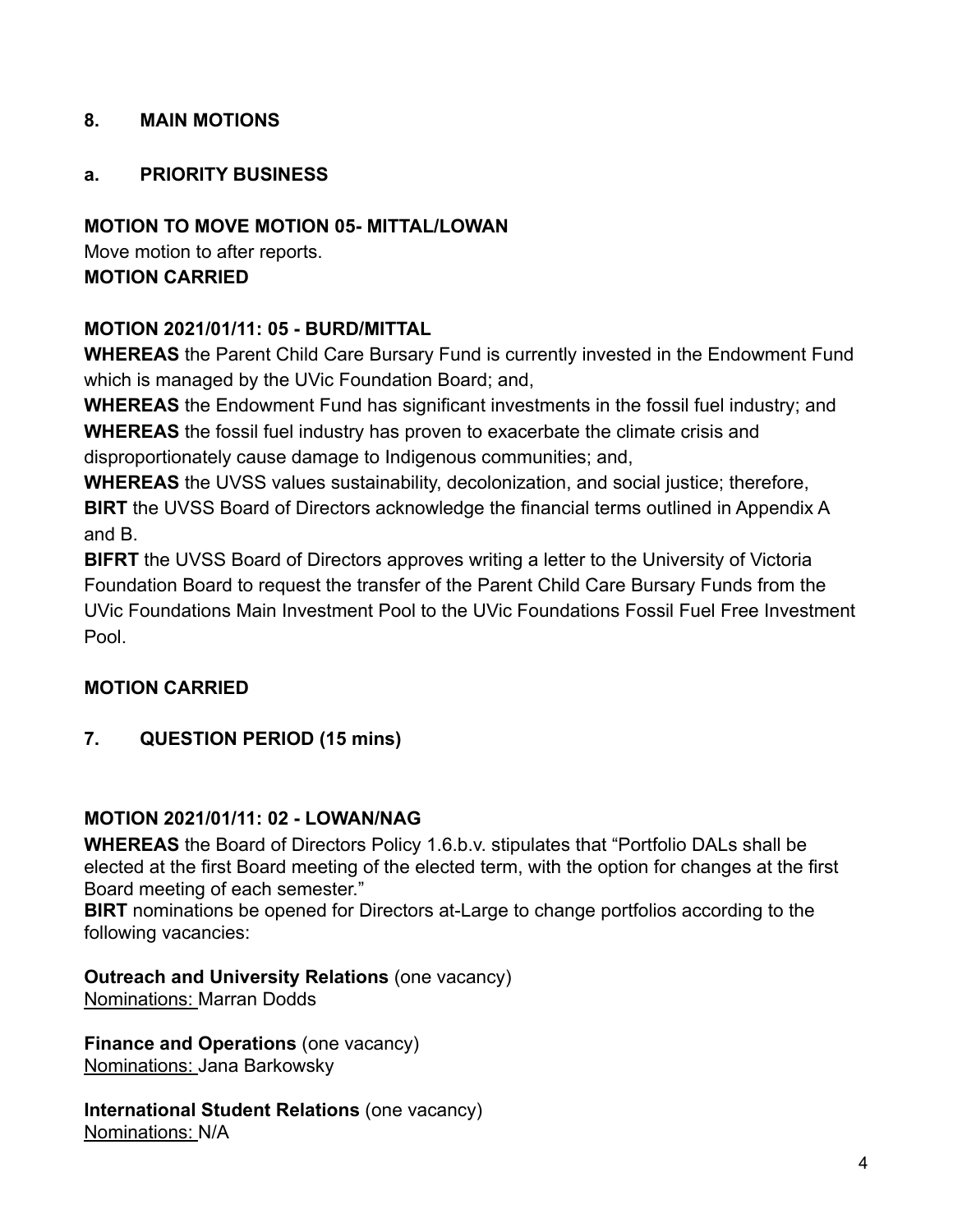## 8. MAIN MOTIONS

### a. PRIORITY BUSINESS

**MOTION TO MOVE MOTION 05- MITTAL/LOWAN**
Move motion to after reports.
**MOTION CARRIED**

**MOTION 2021/01/11: 05 - BURD/MITTAL**
**WHEREAS** the Parent Child Care Bursary Fund is currently invested in the Endowment Fund which is managed by the UVic Foundation Board; and,
**WHEREAS** the Endowment Fund has significant investments in the fossil fuel industry; and
**WHEREAS** the fossil fuel industry has proven to exacerbate the climate crisis and disproportionately cause damage to Indigenous communities; and,
**WHEREAS** the UVSS values sustainability, decolonization, and social justice; therefore,
**BIRT** the UVSS Board of Directors acknowledge the financial terms outlined in Appendix A and B.
**BIFRT** the UVSS Board of Directors approves writing a letter to the University of Victoria Foundation Board to request the transfer of the Parent Child Care Bursary Funds from the UVic Foundations Main Investment Pool to the UVic Foundations Fossil Fuel Free Investment Pool.

**MOTION CARRIED**

## 7. QUESTION PERIOD (15 mins)

**MOTION 2021/01/11: 02 - LOWAN/NAG**
**WHEREAS** the Board of Directors Policy 1.6.b.v. stipulates that "Portfolio DALs shall be elected at the first Board meeting of the elected term, with the option for changes at the first Board meeting of each semester."
**BIRT** nominations be opened for Directors at-Large to change portfolios according to the following vacancies:

**Outreach and University Relations** (one vacancy)
Nominations: Marran Dodds

**Finance and Operations** (one vacancy)
Nominations: Jana Barkowsky

**International Student Relations** (one vacancy)
Nominations: N/A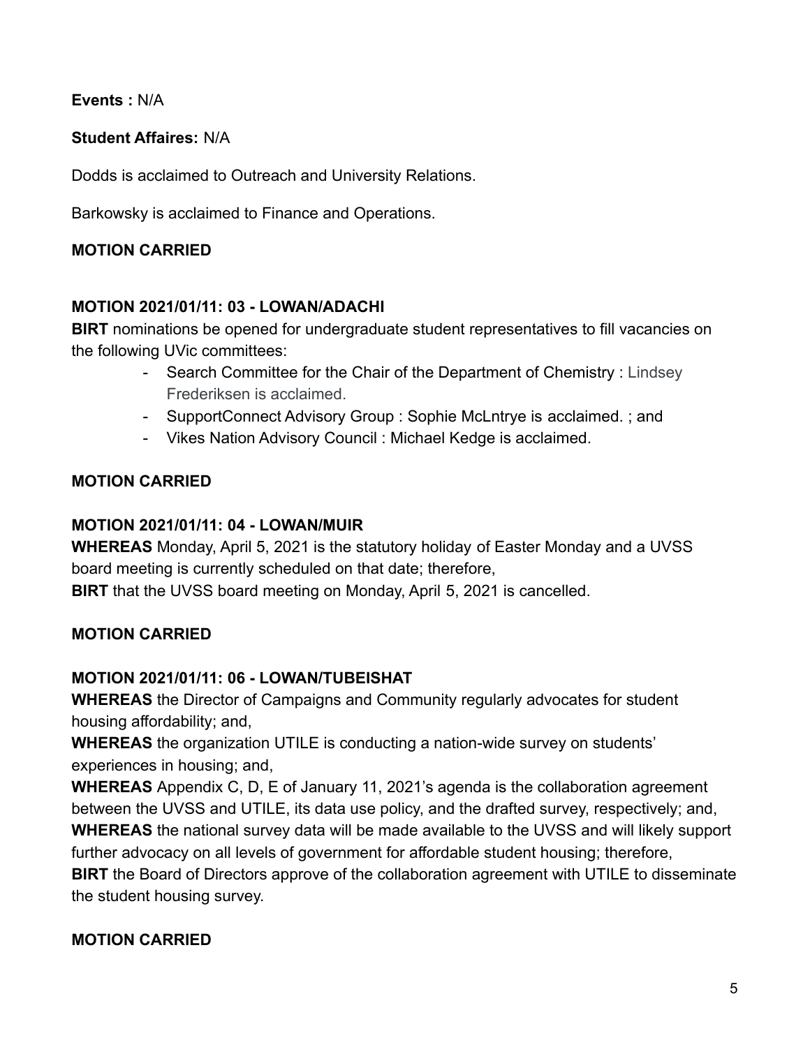**Events :** N/A

**Student Affaires:** N/A

Dodds is acclaimed to Outreach and University Relations.

Barkowsky is acclaimed to Finance and Operations.

**MOTION CARRIED**

**MOTION 2021/01/11: 03 - LOWAN/ADACHI**
**BIRT** nominations be opened for undergraduate student representatives to fill vacancies on the following UVic committees:

- Search Committee for the Chair of the Department of Chemistry : Lindsey Frederiksen is acclaimed.
- SupportConnect Advisory Group : Sophie McLntrye is acclaimed. ; and
- Vikes Nation Advisory Council : Michael Kedge is acclaimed.

**MOTION CARRIED**

**MOTION 2021/01/11: 04 - LOWAN/MUIR**
**WHEREAS** Monday, April 5, 2021 is the statutory holiday of Easter Monday and a UVSS board meeting is currently scheduled on that date; therefore,
**BIRT** that the UVSS board meeting on Monday, April 5, 2021 is cancelled.

**MOTION CARRIED**

**MOTION 2021/01/11: 06 - LOWAN/TUBEISHAT**
**WHEREAS** the Director of Campaigns and Community regularly advocates for student housing affordability; and,
**WHEREAS** the organization UTILE is conducting a nation-wide survey on students' experiences in housing; and,
**WHEREAS** Appendix C, D, E of January 11, 2021's agenda is the collaboration agreement between the UVSS and UTILE, its data use policy, and the drafted survey, respectively; and,
**WHEREAS** the national survey data will be made available to the UVSS and will likely support further advocacy on all levels of government for affordable student housing; therefore,
**BIRT** the Board of Directors approve of the collaboration agreement with UTILE to disseminate the student housing survey.

**MOTION CARRIED**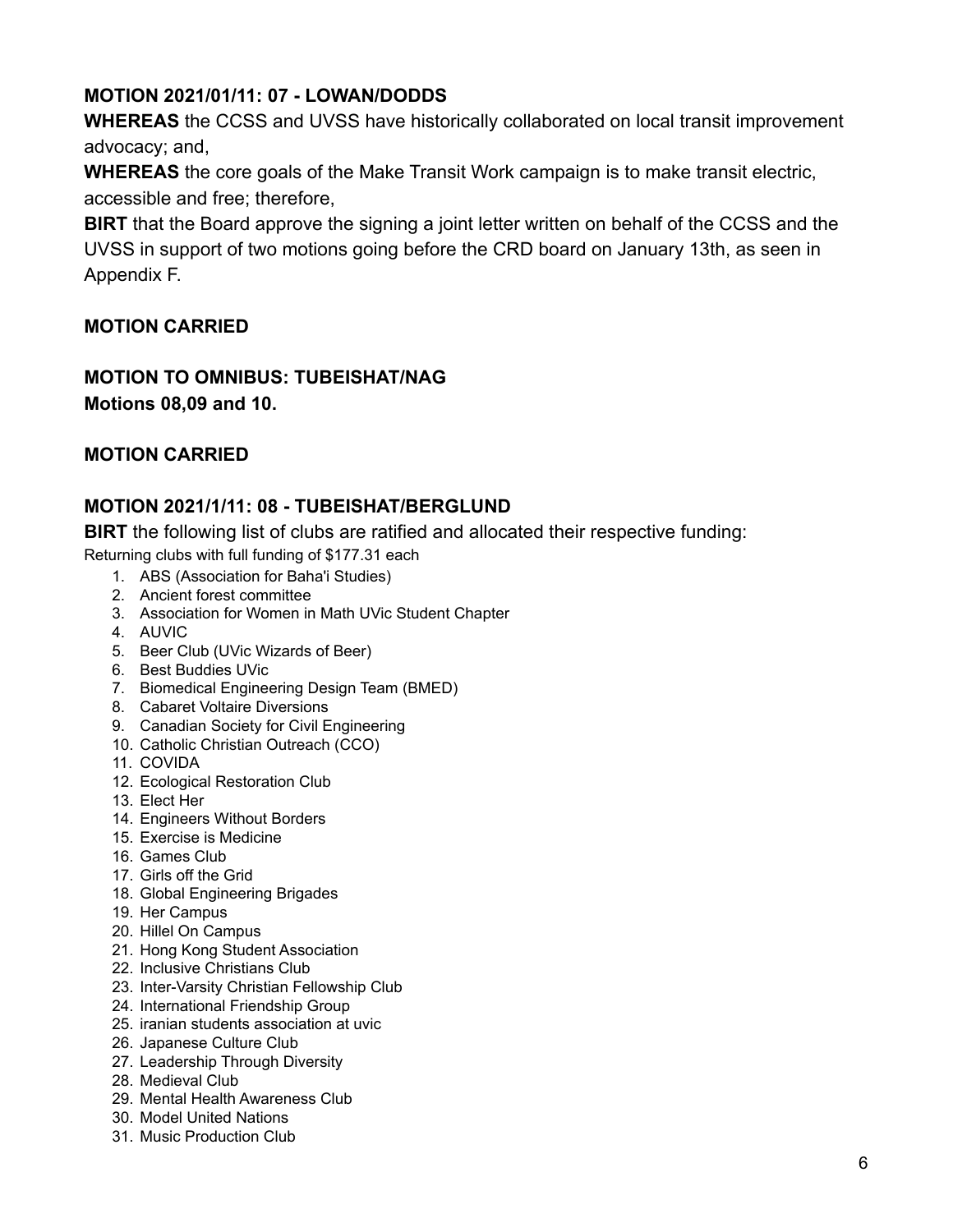**MOTION 2021/01/11: 07 - LOWAN/DODDS**

**WHEREAS** the CCSS and UVSS have historically collaborated on local transit improvement advocacy; and,

**WHEREAS** the core goals of the Make Transit Work campaign is to make transit electric, accessible and free; therefore,

**BIRT** that the Board approve the signing a joint letter written on behalf of the CCSS and the UVSS in support of two motions going before the CRD board on January 13th, as seen in Appendix F.

**MOTION CARRIED**

**MOTION TO OMNIBUS: TUBEISHAT/NAG**
**Motions 08,09 and 10.**

**MOTION CARRIED**

**MOTION 2021/1/11: 08 - TUBEISHAT/BERGLUND**

**BIRT** the following list of clubs are ratified and allocated their respective funding:

Returning clubs with full funding of $177.31 each

1. ABS (Association for Baha'i Studies)
2. Ancient forest committee
3. Association for Women in Math UVic Student Chapter
4. AUVIC
5. Beer Club (UVic Wizards of Beer)
6. Best Buddies UVic
7. Biomedical Engineering Design Team (BMED)
8. Cabaret Voltaire Diversions
9. Canadian Society for Civil Engineering
10. Catholic Christian Outreach (CCO)
11. COVIDA
12. Ecological Restoration Club
13. Elect Her
14. Engineers Without Borders
15. Exercise is Medicine
16. Games Club
17. Girls off the Grid
18. Global Engineering Brigades
19. Her Campus
20. Hillel On Campus
21. Hong Kong Student Association
22. Inclusive Christians Club
23. Inter-Varsity Christian Fellowship Club
24. International Friendship Group
25. iranian students association at uvic
26. Japanese Culture Club
27. Leadership Through Diversity
28. Medieval Club
29. Mental Health Awareness Club
30. Model United Nations
31. Music Production Club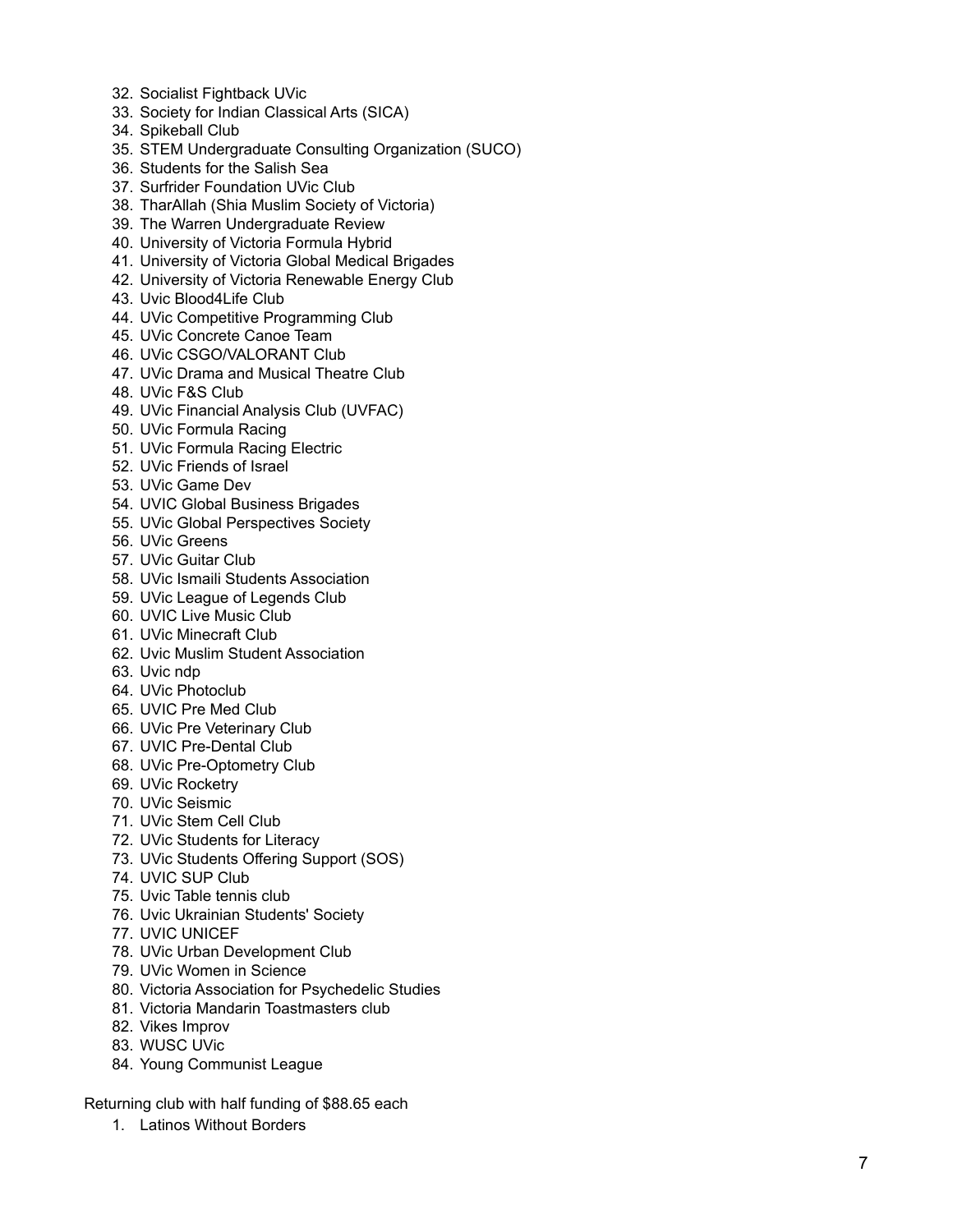32. Socialist Fightback UVic
33. Society for Indian Classical Arts (SICA)
34. Spikeball Club
35. STEM Undergraduate Consulting Organization (SUCO)
36. Students for the Salish Sea
37. Surfrider Foundation UVic Club
38. TharAllah (Shia Muslim Society of Victoria)
39. The Warren Undergraduate Review
40. University of Victoria Formula Hybrid
41. University of Victoria Global Medical Brigades
42. University of Victoria Renewable Energy Club
43. Uvic Blood4Life Club
44. UVic Competitive Programming Club
45. UVic Concrete Canoe Team
46. UVic CSGO/VALORANT Club
47. UVic Drama and Musical Theatre Club
48. UVic F&S Club
49. UVic Financial Analysis Club (UVFAC)
50. UVic Formula Racing
51. UVic Formula Racing Electric
52. UVic Friends of Israel
53. UVic Game Dev
54. UVIC Global Business Brigades
55. UVic Global Perspectives Society
56. UVic Greens
57. UVic Guitar Club
58. UVic Ismaili Students Association
59. UVic League of Legends Club
60. UVIC Live Music Club
61. UVic Minecraft Club
62. Uvic Muslim Student Association
63. Uvic ndp
64. UVic Photoclub
65. UVIC Pre Med Club
66. UVic Pre Veterinary Club
67. UVIC Pre-Dental Club
68. UVic Pre-Optometry Club
69. UVic Rocketry
70. UVic Seismic
71. UVic Stem Cell Club
72. UVic Students for Literacy
73. UVic Students Offering Support (SOS)
74. UVIC SUP Club
75. Uvic Table tennis club
76. Uvic Ukrainian Students' Society
77. UVIC UNICEF
78. UVic Urban Development Club
79. UVic Women in Science
80. Victoria Association for Psychedelic Studies
81. Victoria Mandarin Toastmasters club
82. Vikes Improv
83. WUSC UVic
84. Young Communist League

Returning club with half funding of $88.65 each

1. Latinos Without Borders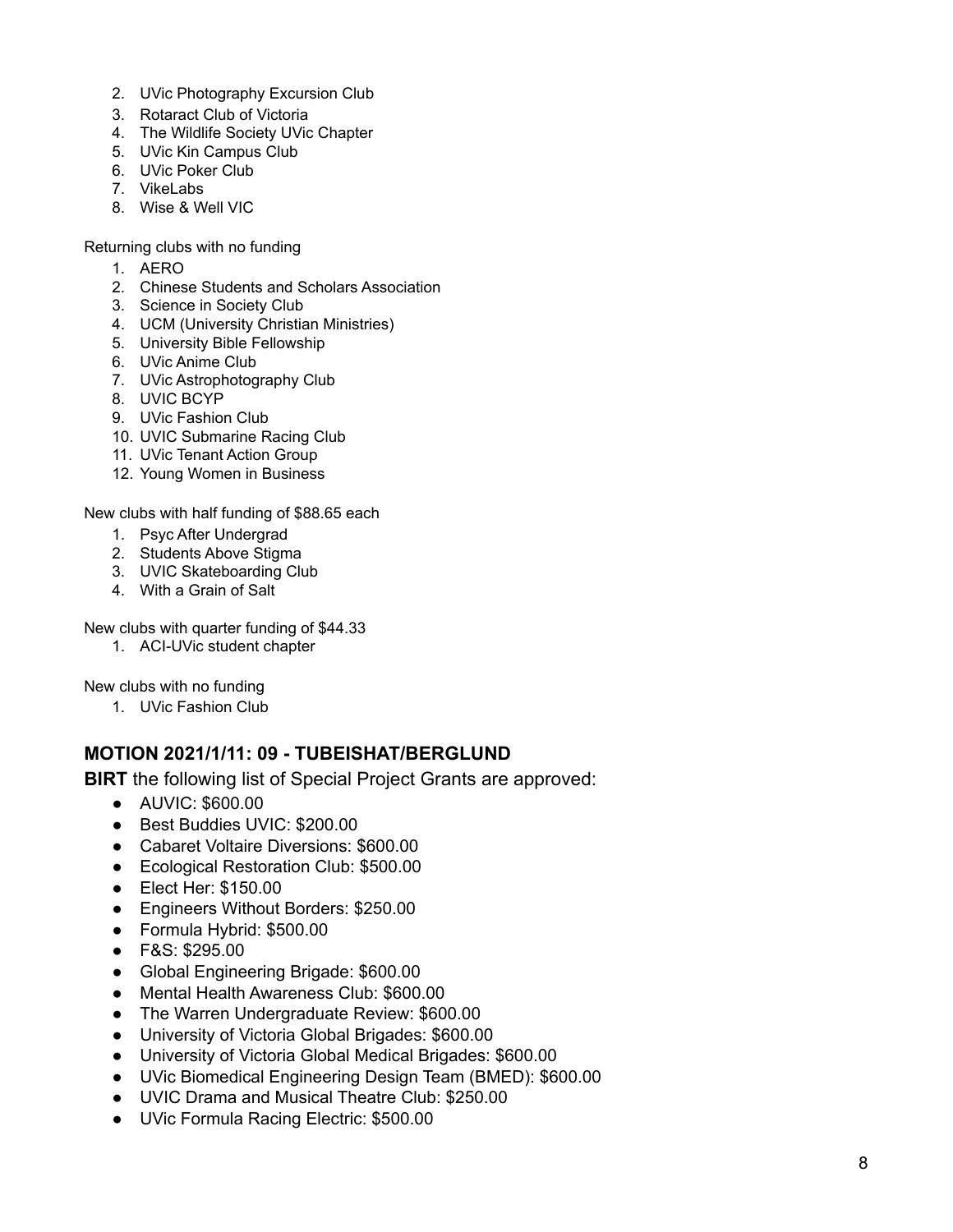2. UVic Photography Excursion Club
3. Rotaract Club of Victoria
4. The Wildlife Society UVic Chapter
5. UVic Kin Campus Club
6. UVic Poker Club
7. VikeLabs
8. Wise & Well VIC

Returning clubs with no funding

1. AERO
2. Chinese Students and Scholars Association
3. Science in Society Club
4. UCM (University Christian Ministries)
5. University Bible Fellowship
6. UVic Anime Club
7. UVic Astrophotography Club
8. UVIC BCYP
9. UVic Fashion Club
10. UVIC Submarine Racing Club
11. UVic Tenant Action Group
12. Young Women in Business

New clubs with half funding of $88.65 each

1. Psyc After Undergrad
2. Students Above Stigma
3. UVIC Skateboarding Club
4. With a Grain of Salt

New clubs with quarter funding of $44.33

1. ACI-UVic student chapter

New clubs with no funding

1. UVic Fashion Club

### MOTION 2021/1/11: 09 - TUBEISHAT/BERGLUND

**BIRT** the following list of Special Project Grants are approved:

- AUVIC: $600.00
- Best Buddies UVIC: $200.00
- Cabaret Voltaire Diversions: $600.00
- Ecological Restoration Club: $500.00
- Elect Her: $150.00
- Engineers Without Borders: $250.00
- Formula Hybrid: $500.00
- F&S: $295.00
- Global Engineering Brigade: $600.00
- Mental Health Awareness Club: $600.00
- The Warren Undergraduate Review: $600.00
- University of Victoria Global Brigades: $600.00
- University of Victoria Global Medical Brigades: $600.00
- UVic Biomedical Engineering Design Team (BMED): $600.00
- UVIC Drama and Musical Theatre Club: $250.00
- UVic Formula Racing Electric: $500.00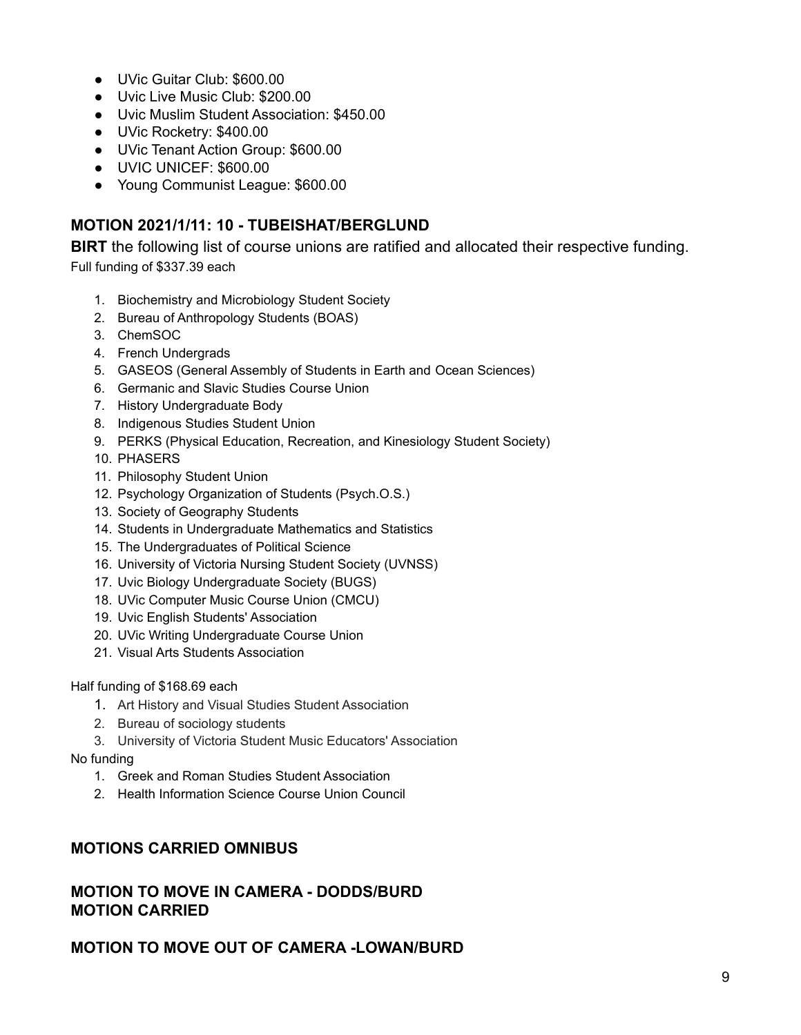- UVic Guitar Club: $600.00
- Uvic Live Music Club: $200.00
- Uvic Muslim Student Association: $450.00
- UVic Rocketry: $400.00
- UVic Tenant Action Group: $600.00
- UVIC UNICEF: $600.00
- Young Communist League: $600.00

### MOTION 2021/1/11: 10 - TUBEISHAT/BERGLUND

**BIRT** the following list of course unions are ratified and allocated their respective funding.

Full funding of $337.39 each

1. Biochemistry and Microbiology Student Society
2. Bureau of Anthropology Students (BOAS)
3. ChemSOC
4. French Undergrads
5. GASEOS (General Assembly of Students in Earth and Ocean Sciences)
6. Germanic and Slavic Studies Course Union
7. History Undergraduate Body
8. Indigenous Studies Student Union
9. PERKS (Physical Education, Recreation, and Kinesiology Student Society)
10. PHASERS
11. Philosophy Student Union
12. Psychology Organization of Students (Psych.O.S.)
13. Society of Geography Students
14. Students in Undergraduate Mathematics and Statistics
15. The Undergraduates of Political Science
16. University of Victoria Nursing Student Society (UVNSS)
17. Uvic Biology Undergraduate Society (BUGS)
18. UVic Computer Music Course Union (CMCU)
19. Uvic English Students' Association
20. UVic Writing Undergraduate Course Union
21. Visual Arts Students Association

Half funding of $168.69 each

1. Art History and Visual Studies Student Association
2. Bureau of sociology students
3. University of Victoria Student Music Educators' Association

No funding

1. Greek and Roman Studies Student Association
2. Health Information Science Course Union Council

### MOTIONS CARRIED OMNIBUS

### MOTION TO MOVE IN CAMERA - DODDS/BURD
### MOTION CARRIED

### MOTION TO MOVE OUT OF CAMERA -LOWAN/BURD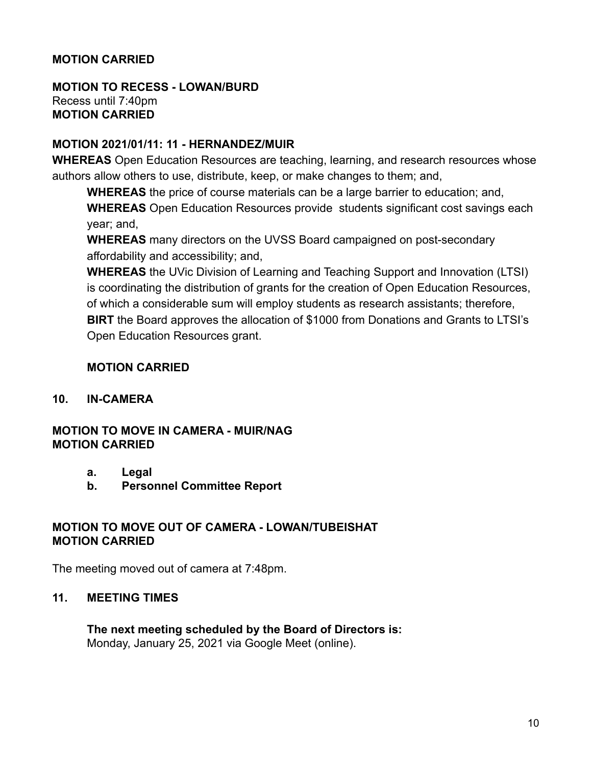**MOTION CARRIED**

**MOTION TO RECESS - LOWAN/BURD**
Recess until 7:40pm
**MOTION CARRIED**

**MOTION 2021/01/11: 11 - HERNANDEZ/MUIR**

**WHEREAS** Open Education Resources are teaching, learning, and research resources whose authors allow others to use, distribute, keep, or make changes to them; and,

**WHEREAS** the price of course materials can be a large barrier to education; and,

**WHEREAS** Open Education Resources provide students significant cost savings each year; and,

**WHEREAS** many directors on the UVSS Board campaigned on post-secondary affordability and accessibility; and,

**WHEREAS** the UVic Division of Learning and Teaching Support and Innovation (LTSI) is coordinating the distribution of grants for the creation of Open Education Resources, of which a considerable sum will employ students as research assistants; therefore,

**BIRT** the Board approves the allocation of $1000 from Donations and Grants to LTSI's Open Education Resources grant.

**MOTION CARRIED**

## 10. IN-CAMERA

**MOTION TO MOVE IN CAMERA - MUIR/NAG**
**MOTION CARRIED**

- **a. Legal**
- **b. Personnel Committee Report**

**MOTION TO MOVE OUT OF CAMERA - LOWAN/TUBEISHAT**
**MOTION CARRIED**

The meeting moved out of camera at 7:48pm.

## 11. MEETING TIMES

**The next meeting scheduled by the Board of Directors is:**
Monday, January 25, 2021 via Google Meet (online).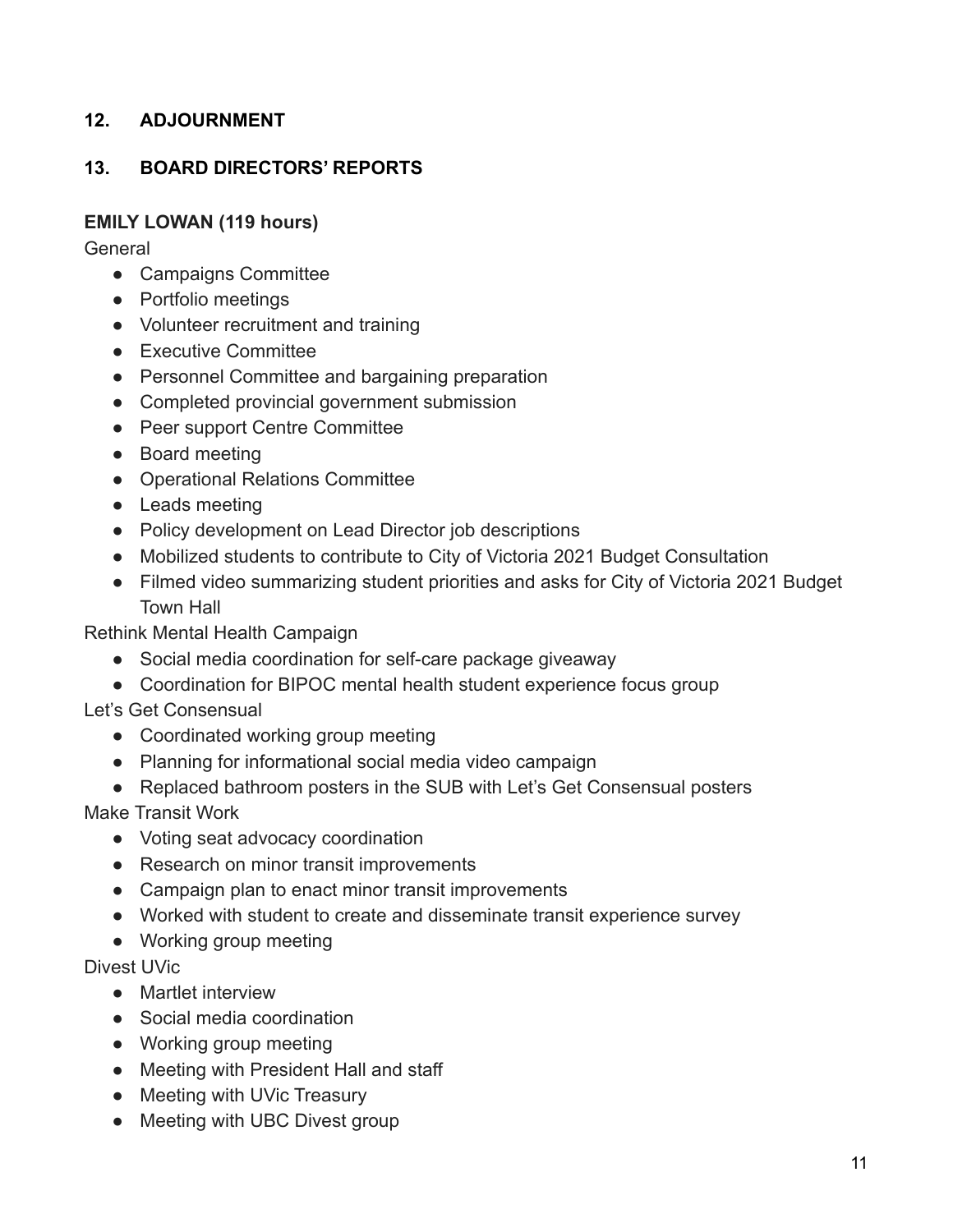## 12. ADJOURNMENT

## 13. BOARD DIRECTORS' REPORTS

**EMILY LOWAN (119 hours)**

General

- Campaigns Committee
- Portfolio meetings
- Volunteer recruitment and training
- Executive Committee
- Personnel Committee and bargaining preparation
- Completed provincial government submission
- Peer support Centre Committee
- Board meeting
- Operational Relations Committee
- Leads meeting
- Policy development on Lead Director job descriptions
- Mobilized students to contribute to City of Victoria 2021 Budget Consultation
- Filmed video summarizing student priorities and asks for City of Victoria 2021 Budget Town Hall

Rethink Mental Health Campaign

- Social media coordination for self-care package giveaway
- Coordination for BIPOC mental health student experience focus group

Let's Get Consensual

- Coordinated working group meeting
- Planning for informational social media video campaign
- Replaced bathroom posters in the SUB with Let's Get Consensual posters

Make Transit Work

- Voting seat advocacy coordination
- Research on minor transit improvements
- Campaign plan to enact minor transit improvements
- Worked with student to create and disseminate transit experience survey
- Working group meeting

Divest UVic

- Martlet interview
- Social media coordination
- Working group meeting
- Meeting with President Hall and staff
- Meeting with UVic Treasury
- Meeting with UBC Divest group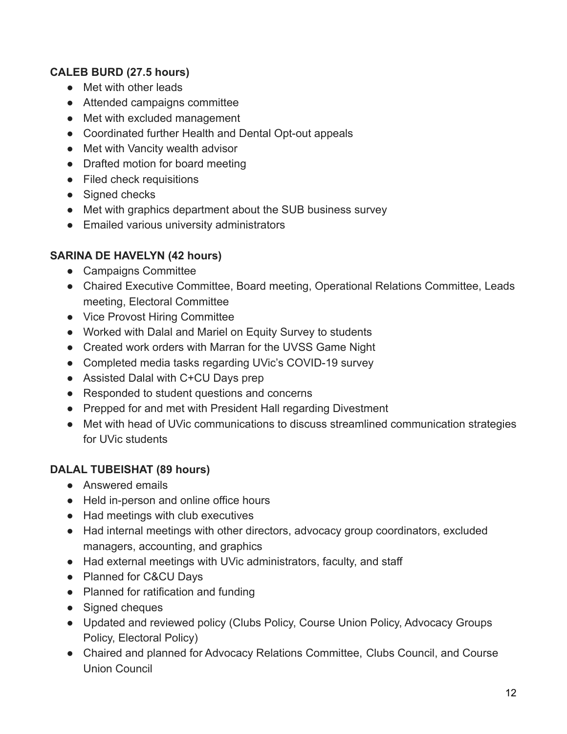**CALEB BURD (27.5 hours)**

- Met with other leads
- Attended campaigns committee
- Met with excluded management
- Coordinated further Health and Dental Opt-out appeals
- Met with Vancity wealth advisor
- Drafted motion for board meeting
- Filed check requisitions
- Signed checks
- Met with graphics department about the SUB business survey
- Emailed various university administrators

**SARINA DE HAVELYN (42 hours)**

- Campaigns Committee
- Chaired Executive Committee, Board meeting, Operational Relations Committee, Leads meeting, Electoral Committee
- Vice Provost Hiring Committee
- Worked with Dalal and Mariel on Equity Survey to students
- Created work orders with Marran for the UVSS Game Night
- Completed media tasks regarding UVic's COVID-19 survey
- Assisted Dalal with C+CU Days prep
- Responded to student questions and concerns
- Prepped for and met with President Hall regarding Divestment
- Met with head of UVic communications to discuss streamlined communication strategies for UVic students

**DALAL TUBEISHAT (89 hours)**

- Answered emails
- Held in-person and online office hours
- Had meetings with club executives
- Had internal meetings with other directors, advocacy group coordinators, excluded managers, accounting, and graphics
- Had external meetings with UVic administrators, faculty, and staff
- Planned for C&CU Days
- Planned for ratification and funding
- Signed cheques
- Updated and reviewed policy (Clubs Policy, Course Union Policy, Advocacy Groups Policy, Electoral Policy)
- Chaired and planned for Advocacy Relations Committee, Clubs Council, and Course Union Council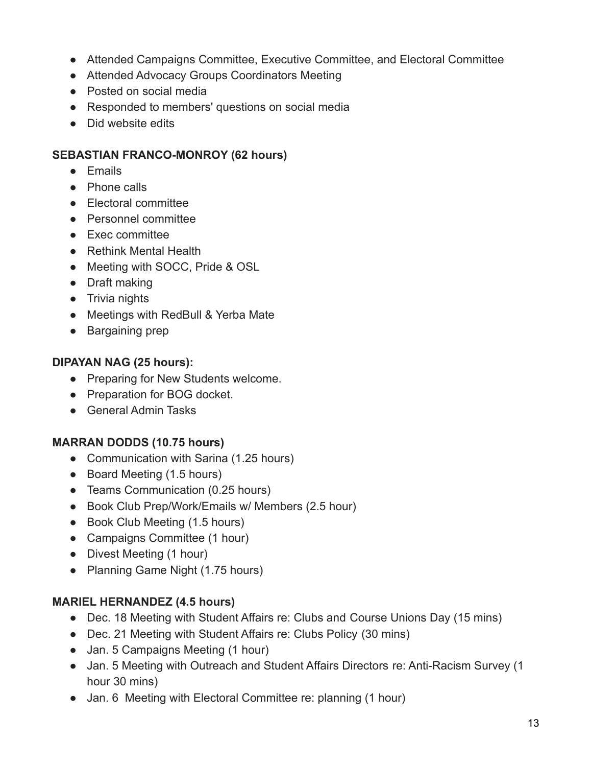- Attended Campaigns Committee, Executive Committee, and Electoral Committee
- Attended Advocacy Groups Coordinators Meeting
- Posted on social media
- Responded to members' questions on social media
- Did website edits

**SEBASTIAN FRANCO-MONROY (62 hours)**

- Emails
- Phone calls
- Electoral committee
- Personnel committee
- Exec committee
- Rethink Mental Health
- Meeting with SOCC, Pride & OSL
- Draft making
- Trivia nights
- Meetings with RedBull & Yerba Mate
- Bargaining prep

**DIPAYAN NAG (25 hours):**

- Preparing for New Students welcome.
- Preparation for BOG docket.
- General Admin Tasks

**MARRAN DODDS (10.75 hours)**

- Communication with Sarina (1.25 hours)
- Board Meeting (1.5 hours)
- Teams Communication (0.25 hours)
- Book Club Prep/Work/Emails w/ Members (2.5 hour)
- Book Club Meeting (1.5 hours)
- Campaigns Committee (1 hour)
- Divest Meeting (1 hour)
- Planning Game Night (1.75 hours)

**MARIEL HERNANDEZ (4.5 hours)**

- Dec. 18 Meeting with Student Affairs re: Clubs and Course Unions Day (15 mins)
- Dec. 21 Meeting with Student Affairs re: Clubs Policy (30 mins)
- Jan. 5 Campaigns Meeting (1 hour)
- Jan. 5 Meeting with Outreach and Student Affairs Directors re: Anti-Racism Survey (1 hour 30 mins)
- Jan. 6 Meeting with Electoral Committee re: planning (1 hour)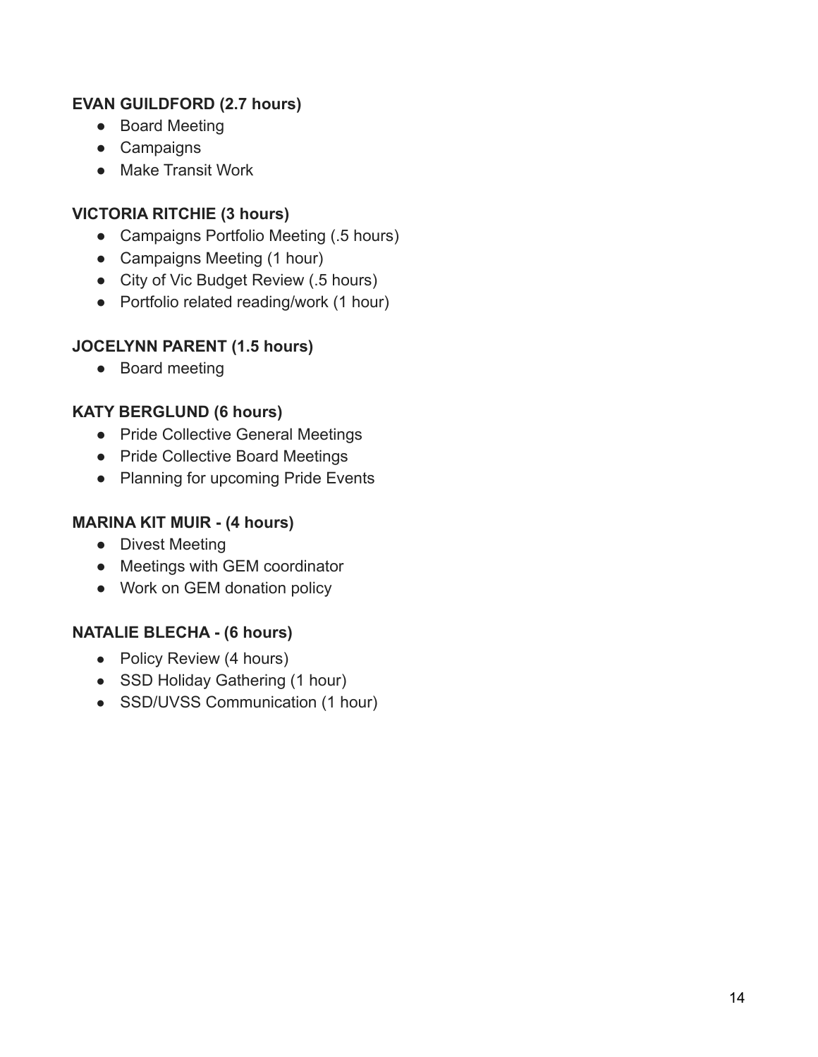**EVAN GUILDFORD (2.7 hours)**

- Board Meeting
- Campaigns
- Make Transit Work

**VICTORIA RITCHIE (3 hours)**

- Campaigns Portfolio Meeting (.5 hours)
- Campaigns Meeting (1 hour)
- City of Vic Budget Review (.5 hours)
- Portfolio related reading/work (1 hour)

**JOCELYNN PARENT (1.5 hours)**

- Board meeting

**KATY BERGLUND (6 hours)**

- Pride Collective General Meetings
- Pride Collective Board Meetings
- Planning for upcoming Pride Events

**MARINA KIT MUIR - (4 hours)**

- Divest Meeting
- Meetings with GEM coordinator
- Work on GEM donation policy

**NATALIE BLECHA - (6 hours)**

- Policy Review (4 hours)
- SSD Holiday Gathering (1 hour)
- SSD/UVSS Communication (1 hour)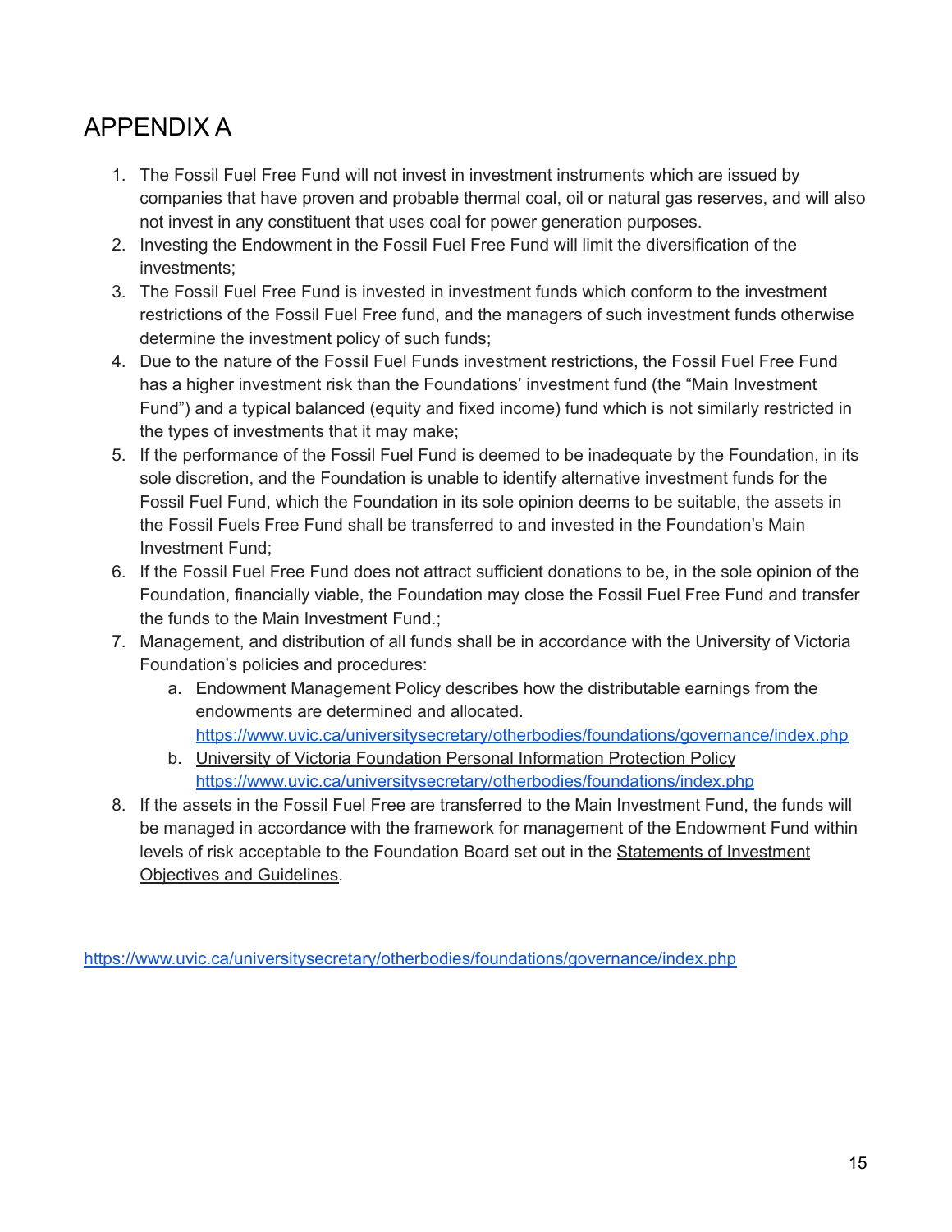# APPENDIX A

1. The Fossil Fuel Free Fund will not invest in investment instruments which are issued by companies that have proven and probable thermal coal, oil or natural gas reserves, and will also not invest in any constituent that uses coal for power generation purposes.
2. Investing the Endowment in the Fossil Fuel Free Fund will limit the diversification of the investments;
3. The Fossil Fuel Free Fund is invested in investment funds which conform to the investment restrictions of the Fossil Fuel Free fund, and the managers of such investment funds otherwise determine the investment policy of such funds;
4. Due to the nature of the Fossil Fuel Funds investment restrictions, the Fossil Fuel Free Fund has a higher investment risk than the Foundations' investment fund (the "Main Investment Fund") and a typical balanced (equity and fixed income) fund which is not similarly restricted in the types of investments that it may make;
5. If the performance of the Fossil Fuel Fund is deemed to be inadequate by the Foundation, in its sole discretion, and the Foundation is unable to identify alternative investment funds for the Fossil Fuel Fund, which the Foundation in its sole opinion deems to be suitable, the assets in the Fossil Fuels Free Fund shall be transferred to and invested in the Foundation's Main Investment Fund;
6. If the Fossil Fuel Free Fund does not attract sufficient donations to be, in the sole opinion of the Foundation, financially viable, the Foundation may close the Fossil Fuel Free Fund and transfer the funds to the Main Investment Fund.;
7. Management, and distribution of all funds shall be in accordance with the University of Victoria Foundation's policies and procedures:
   a. Endowment Management Policy describes how the distributable earnings from the endowments are determined and allocated. https://www.uvic.ca/universitysecretary/otherbodies/foundations/governance/index.php
   b. University of Victoria Foundation Personal Information Protection Policy https://www.uvic.ca/universitysecretary/otherbodies/foundations/index.php
8. If the assets in the Fossil Fuel Free are transferred to the Main Investment Fund, the funds will be managed in accordance with the framework for management of the Endowment Fund within levels of risk acceptable to the Foundation Board set out in the Statements of Investment Objectives and Guidelines.

https://www.uvic.ca/universitysecretary/otherbodies/foundations/governance/index.php